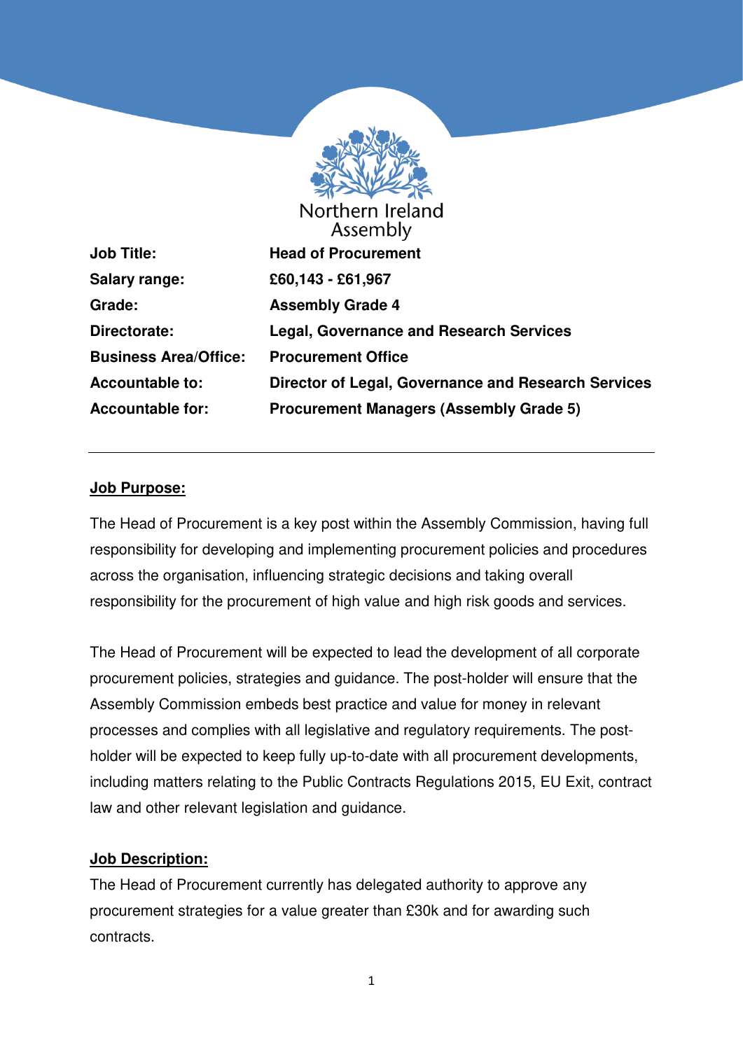Northern Ireland Assembly

| | |
|---|---|
| **Job Title:** | **Head of Procurement** |
| **Salary range:** | **£60,143 - £61,967** |
| **Grade:** | **Assembly Grade 4** |
| **Directorate:** | **Legal, Governance and Research Services** |
| **Business Area/Office:** | **Procurement Office** |
| **Accountable to:** | **Director of Legal, Governance and Research Services** |
| **Accountable for:** | **Procurement Managers (Assembly Grade 5)** |

---

## Job Purpose:

The Head of Procurement is a key post within the Assembly Commission, having full responsibility for developing and implementing procurement policies and procedures across the organisation, influencing strategic decisions and taking overall responsibility for the procurement of high value and high risk goods and services.

The Head of Procurement will be expected to lead the development of all corporate procurement policies, strategies and guidance. The post-holder will ensure that the Assembly Commission embeds best practice and value for money in relevant processes and complies with all legislative and regulatory requirements. The post-holder will be expected to keep fully up-to-date with all procurement developments, including matters relating to the Public Contracts Regulations 2015, EU Exit, contract law and other relevant legislation and guidance.

## Job Description:

The Head of Procurement currently has delegated authority to approve any procurement strategies for a value greater than £30k and for awarding such contracts.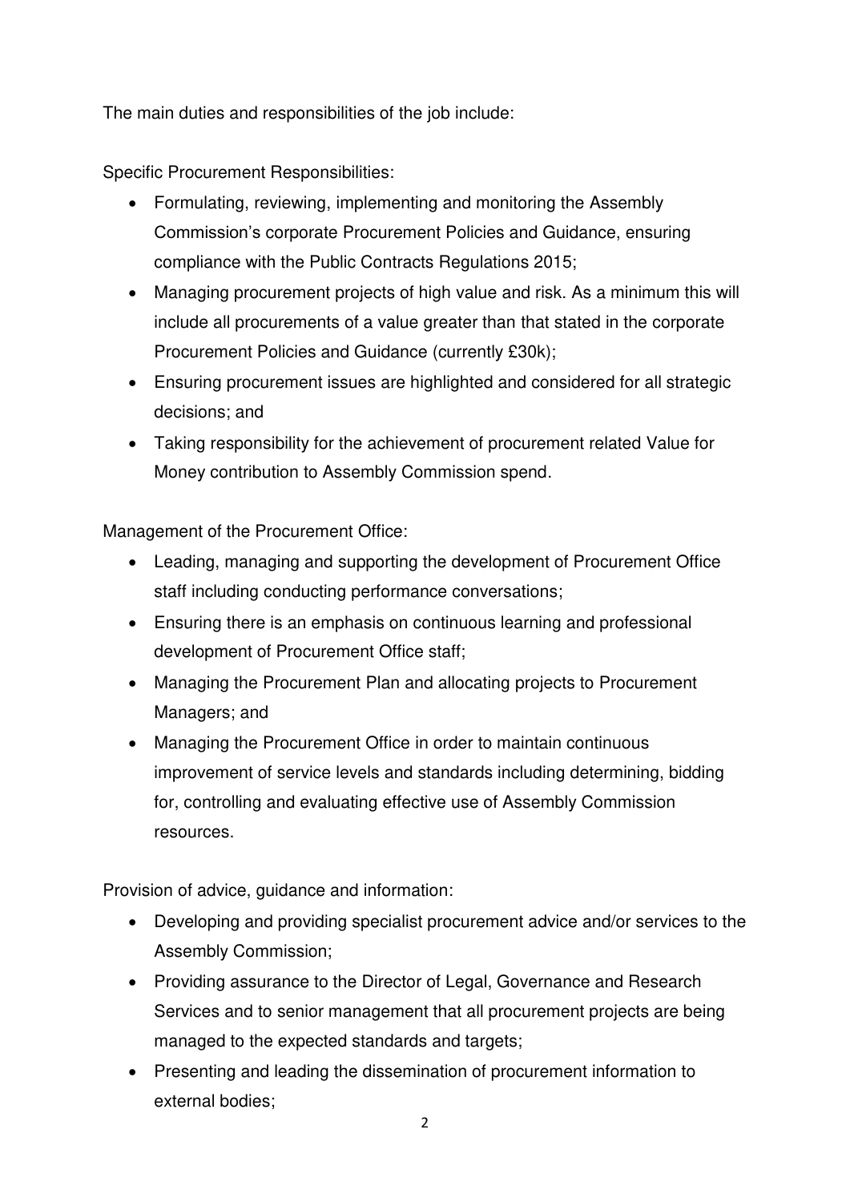The main duties and responsibilities of the job include:

Specific Procurement Responsibilities:

- Formulating, reviewing, implementing and monitoring the Assembly Commission's corporate Procurement Policies and Guidance, ensuring compliance with the Public Contracts Regulations 2015;
- Managing procurement projects of high value and risk. As a minimum this will include all procurements of a value greater than that stated in the corporate Procurement Policies and Guidance (currently £30k);
- Ensuring procurement issues are highlighted and considered for all strategic decisions; and
- Taking responsibility for the achievement of procurement related Value for Money contribution to Assembly Commission spend.

Management of the Procurement Office:

- Leading, managing and supporting the development of Procurement Office staff including conducting performance conversations;
- Ensuring there is an emphasis on continuous learning and professional development of Procurement Office staff;
- Managing the Procurement Plan and allocating projects to Procurement Managers; and
- Managing the Procurement Office in order to maintain continuous improvement of service levels and standards including determining, bidding for, controlling and evaluating effective use of Assembly Commission resources.

Provision of advice, guidance and information:

- Developing and providing specialist procurement advice and/or services to the Assembly Commission;
- Providing assurance to the Director of Legal, Governance and Research Services and to senior management that all procurement projects are being managed to the expected standards and targets;
- Presenting and leading the dissemination of procurement information to external bodies;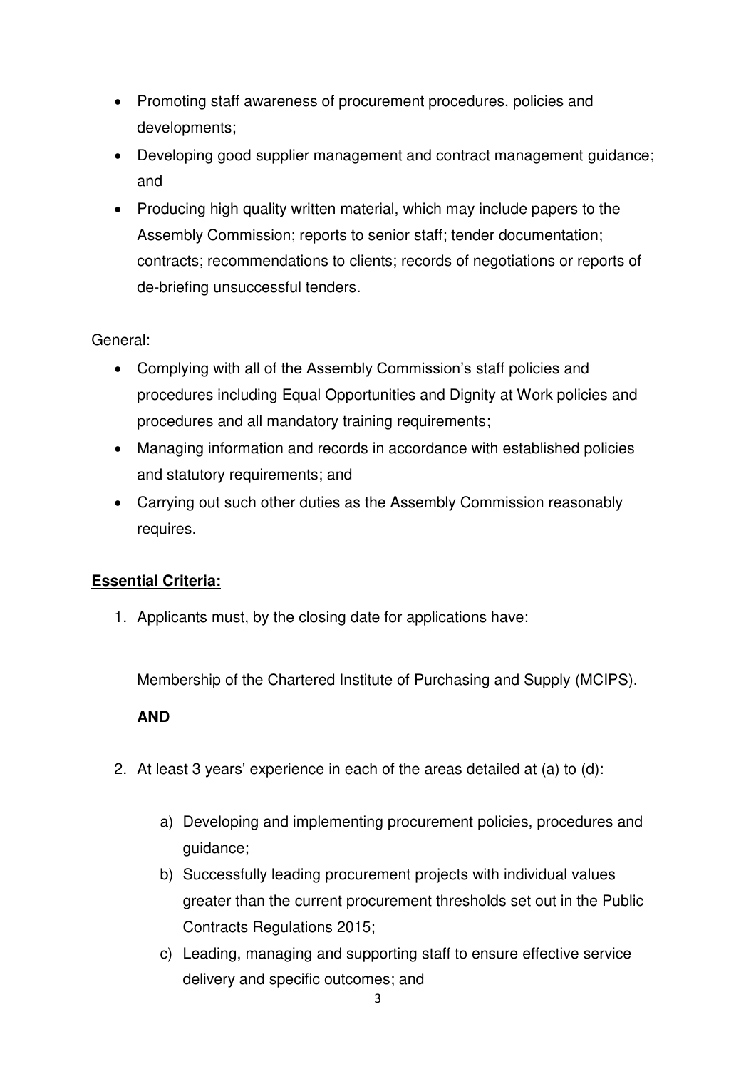- Promoting staff awareness of procurement procedures, policies and developments;
- Developing good supplier management and contract management guidance; and
- Producing high quality written material, which may include papers to the Assembly Commission; reports to senior staff; tender documentation; contracts; recommendations to clients; records of negotiations or reports of de-briefing unsuccessful tenders.

General:

- Complying with all of the Assembly Commission's staff policies and procedures including Equal Opportunities and Dignity at Work policies and procedures and all mandatory training requirements;
- Managing information and records in accordance with established policies and statutory requirements; and
- Carrying out such other duties as the Assembly Commission reasonably requires.

**Essential Criteria:**

1. Applicants must, by the closing date for applications have:

   Membership of the Chartered Institute of Purchasing and Supply (MCIPS).

   **AND**

2. At least 3 years' experience in each of the areas detailed at (a) to (d):

   a) Developing and implementing procurement policies, procedures and guidance;
   b) Successfully leading procurement projects with individual values greater than the current procurement thresholds set out in the Public Contracts Regulations 2015;
   c) Leading, managing and supporting staff to ensure effective service delivery and specific outcomes; and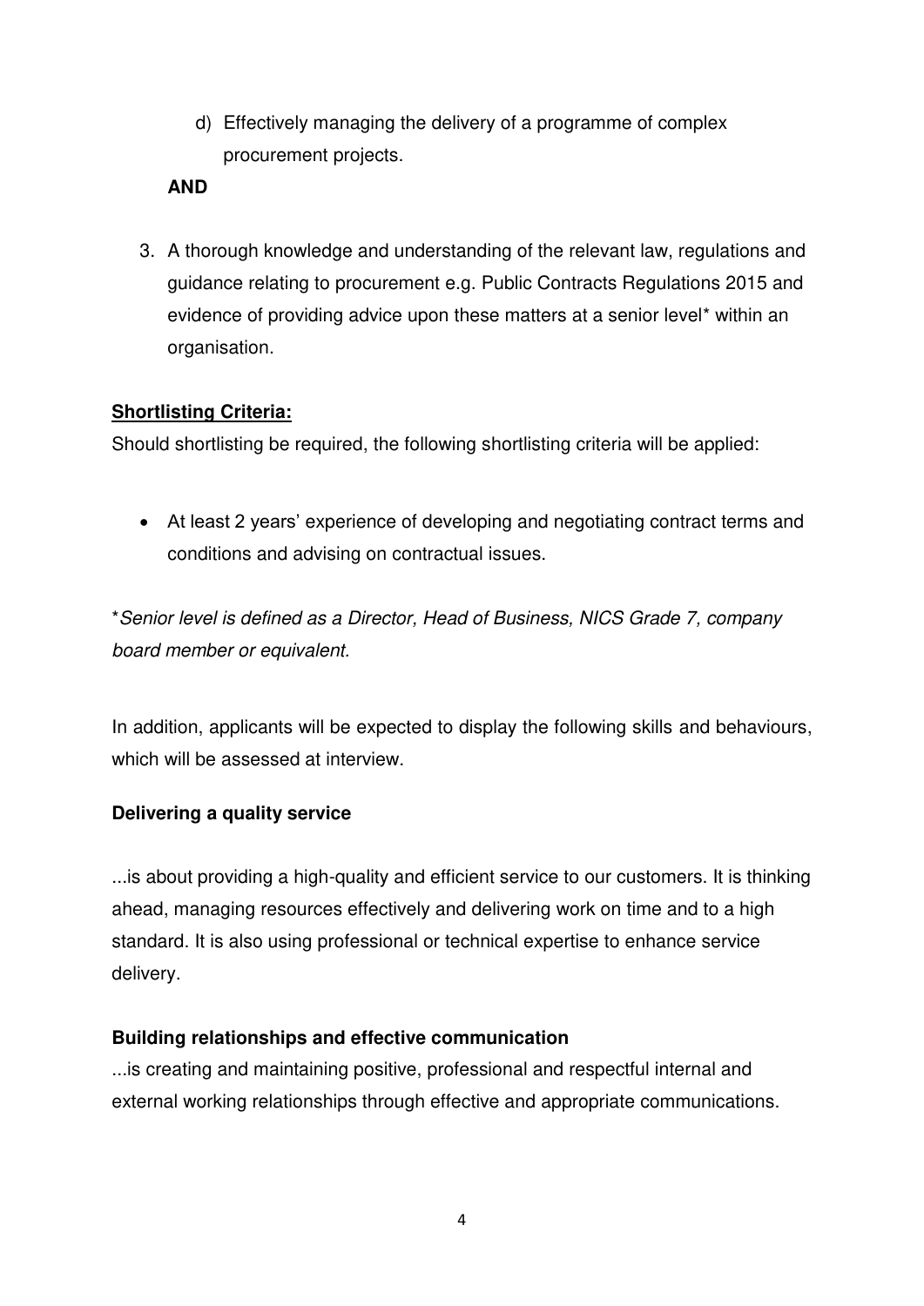d) Effectively managing the delivery of a programme of complex procurement projects.

**AND**

3. A thorough knowledge and understanding of the relevant law, regulations and guidance relating to procurement e.g. Public Contracts Regulations 2015 and evidence of providing advice upon these matters at a senior level* within an organisation.

**Shortlisting Criteria:**

Should shortlisting be required, the following shortlisting criteria will be applied:

- At least 2 years' experience of developing and negotiating contract terms and conditions and advising on contractual issues.

**Senior level is defined as a Director, Head of Business, NICS Grade 7, company board member or equivalent.*

In addition, applicants will be expected to display the following skills and behaviours, which will be assessed at interview.

**Delivering a quality service**

...is about providing a high-quality and efficient service to our customers. It is thinking ahead, managing resources effectively and delivering work on time and to a high standard. It is also using professional or technical expertise to enhance service delivery.

**Building relationships and effective communication**

...is creating and maintaining positive, professional and respectful internal and external working relationships through effective and appropriate communications.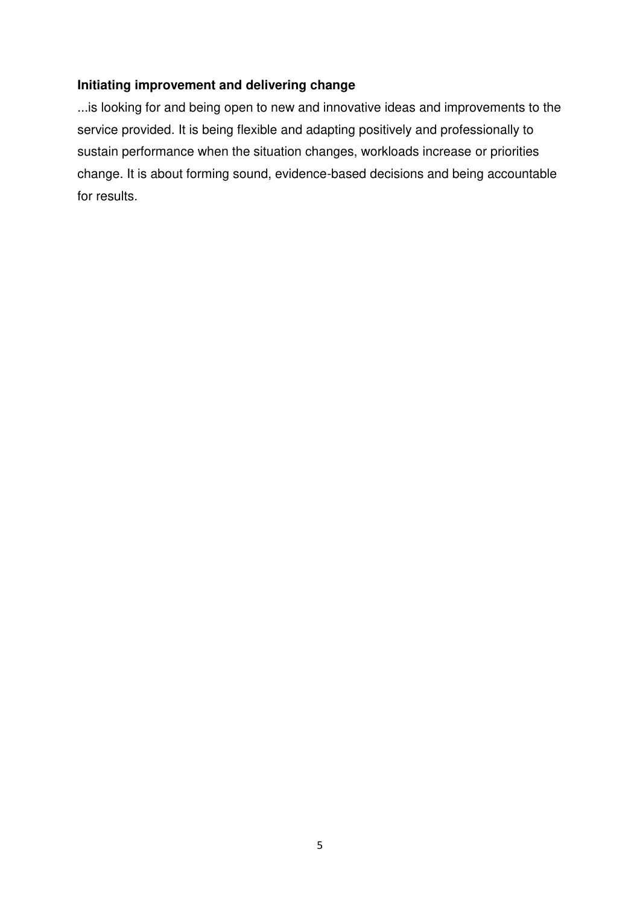**Initiating improvement and delivering change**

...is looking for and being open to new and innovative ideas and improvements to the service provided. It is being flexible and adapting positively and professionally to sustain performance when the situation changes, workloads increase or priorities change. It is about forming sound, evidence-based decisions and being accountable for results.